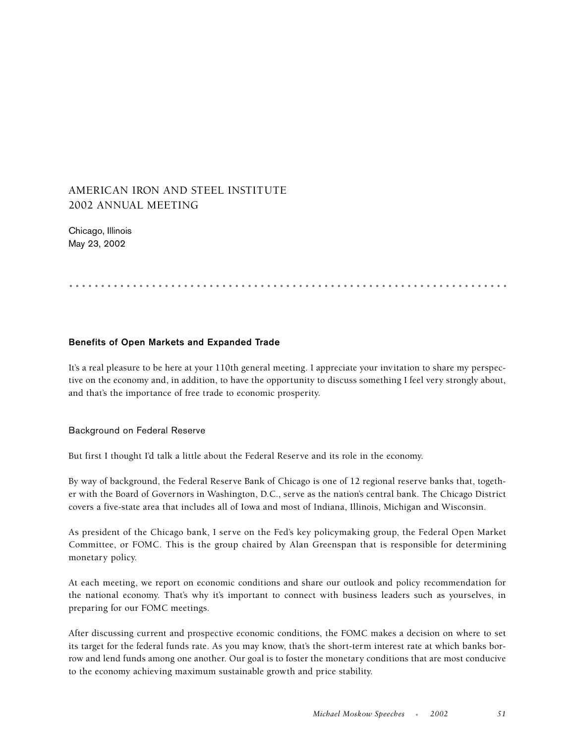# AMERICAN IRON AND STEEL INSTITUTE
# 2002 ANNUAL MEETING

Chicago, Illinois
May 23, 2002

## Benefits of Open Markets and Expanded Trade

It's a real pleasure to be here at your 110th general meeting. I appreciate your invitation to share my perspective on the economy and, in addition, to have the opportunity to discuss something I feel very strongly about, and that's the importance of free trade to economic prosperity.

### Background on Federal Reserve

But first I thought I'd talk a little about the Federal Reserve and its role in the economy.

By way of background, the Federal Reserve Bank of Chicago is one of 12 regional reserve banks that, together with the Board of Governors in Washington, D.C., serve as the nation's central bank. The Chicago District covers a five-state area that includes all of Iowa and most of Indiana, Illinois, Michigan and Wisconsin.

As president of the Chicago bank, I serve on the Fed's key policymaking group, the Federal Open Market Committee, or FOMC. This is the group chaired by Alan Greenspan that is responsible for determining monetary policy.

At each meeting, we report on economic conditions and share our outlook and policy recommendation for the national economy. That's why it's important to connect with business leaders such as yourselves, in preparing for our FOMC meetings.

After discussing current and prospective economic conditions, the FOMC makes a decision on where to set its target for the federal funds rate. As you may know, that's the short-term interest rate at which banks borrow and lend funds among one another. Our goal is to foster the monetary conditions that are most conducive to the economy achieving maximum sustainable growth and price stability.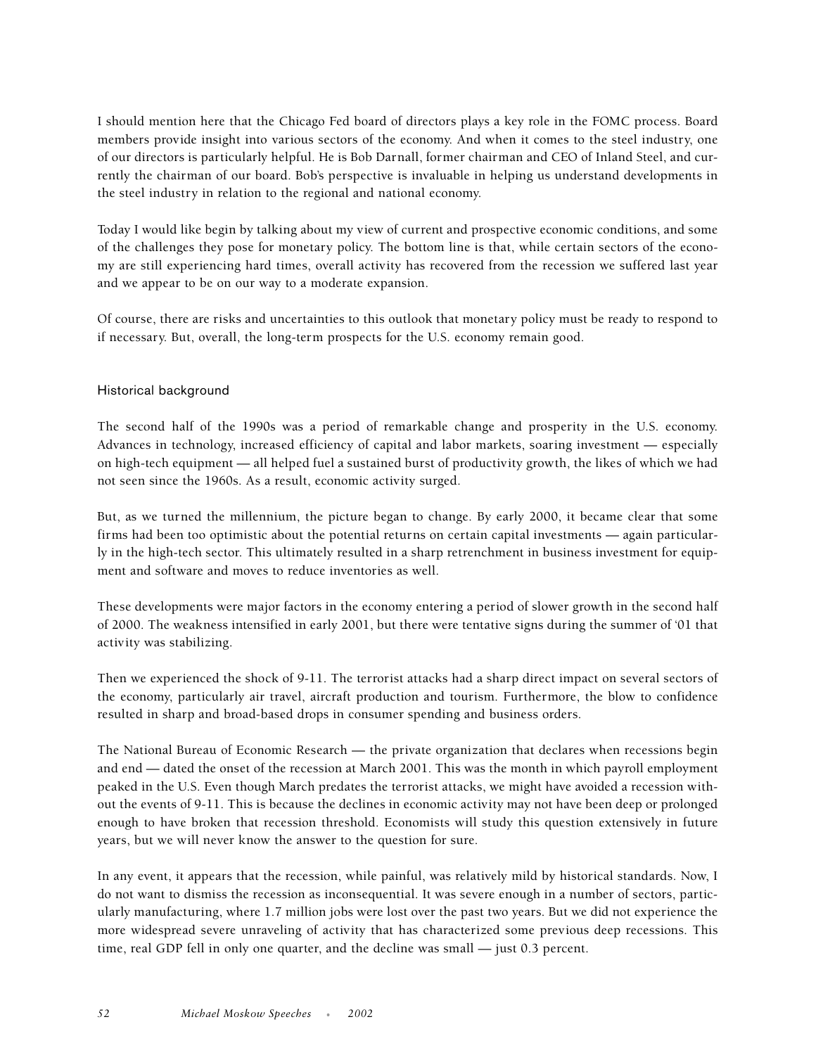I should mention here that the Chicago Fed board of directors plays a key role in the FOMC process. Board members provide insight into various sectors of the economy. And when it comes to the steel industry, one of our directors is particularly helpful. He is Bob Darnall, former chairman and CEO of Inland Steel, and currently the chairman of our board. Bob's perspective is invaluable in helping us understand developments in the steel industry in relation to the regional and national economy.

Today I would like begin by talking about my view of current and prospective economic conditions, and some of the challenges they pose for monetary policy. The bottom line is that, while certain sectors of the economy are still experiencing hard times, overall activity has recovered from the recession we suffered last year and we appear to be on our way to a moderate expansion.

Of course, there are risks and uncertainties to this outlook that monetary policy must be ready to respond to if necessary. But, overall, the long-term prospects for the U.S. economy remain good.

## Historical background

The second half of the 1990s was a period of remarkable change and prosperity in the U.S. economy. Advances in technology, increased efficiency of capital and labor markets, soaring investment — especially on high-tech equipment — all helped fuel a sustained burst of productivity growth, the likes of which we had not seen since the 1960s. As a result, economic activity surged.

But, as we turned the millennium, the picture began to change. By early 2000, it became clear that some firms had been too optimistic about the potential returns on certain capital investments — again particularly in the high-tech sector. This ultimately resulted in a sharp retrenchment in business investment for equipment and software and moves to reduce inventories as well.

These developments were major factors in the economy entering a period of slower growth in the second half of 2000. The weakness intensified in early 2001, but there were tentative signs during the summer of '01 that activity was stabilizing.

Then we experienced the shock of 9-11. The terrorist attacks had a sharp direct impact on several sectors of the economy, particularly air travel, aircraft production and tourism. Furthermore, the blow to confidence resulted in sharp and broad-based drops in consumer spending and business orders.

The National Bureau of Economic Research — the private organization that declares when recessions begin and end — dated the onset of the recession at March 2001. This was the month in which payroll employment peaked in the U.S. Even though March predates the terrorist attacks, we might have avoided a recession without the events of 9-11. This is because the declines in economic activity may not have been deep or prolonged enough to have broken that recession threshold. Economists will study this question extensively in future years, but we will never know the answer to the question for sure.

In any event, it appears that the recession, while painful, was relatively mild by historical standards. Now, I do not want to dismiss the recession as inconsequential. It was severe enough in a number of sectors, particularly manufacturing, where 1.7 million jobs were lost over the past two years. But we did not experience the more widespread severe unraveling of activity that has characterized some previous deep recessions. This time, real GDP fell in only one quarter, and the decline was small — just 0.3 percent.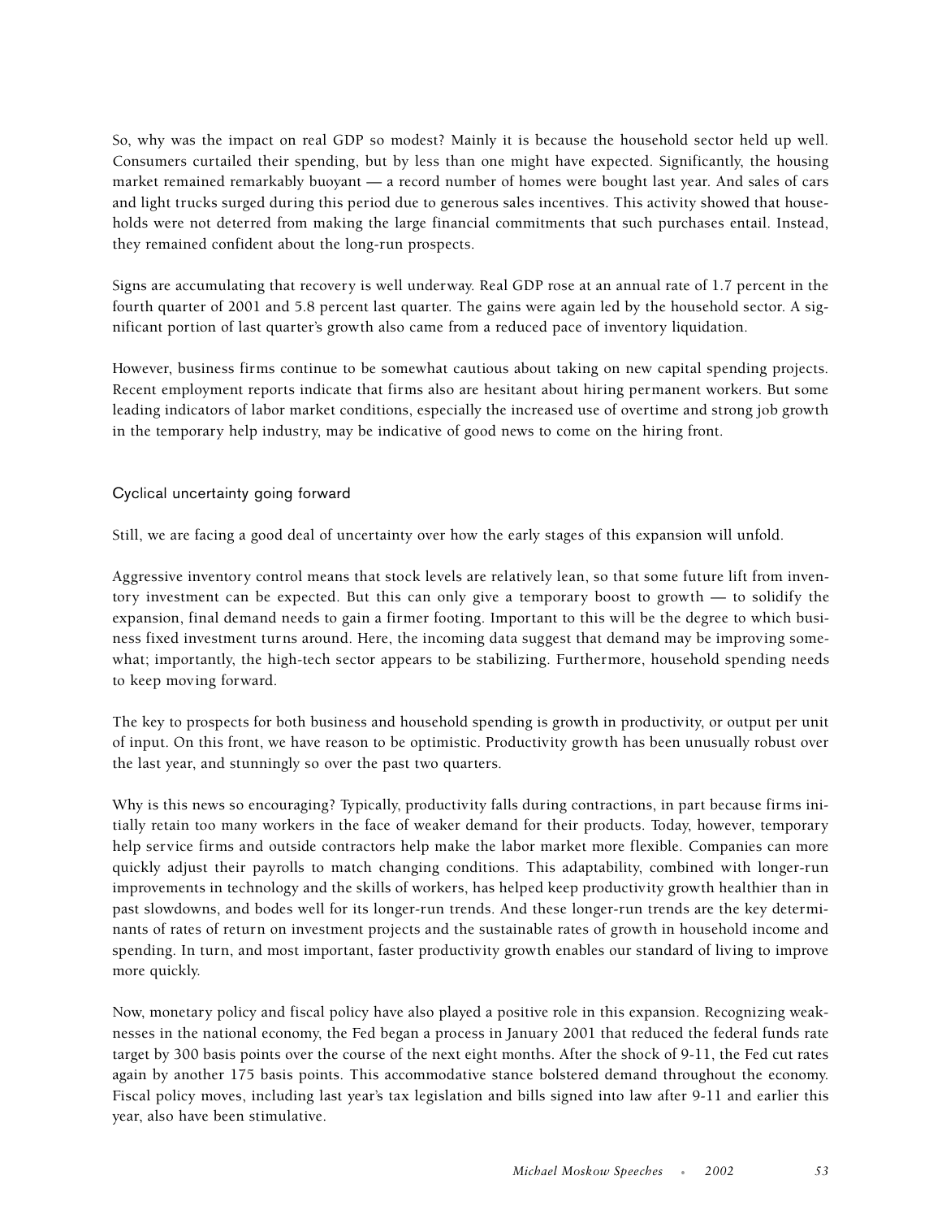So, why was the impact on real GDP so modest? Mainly it is because the household sector held up well. Consumers curtailed their spending, but by less than one might have expected. Significantly, the housing market remained remarkably buoyant — a record number of homes were bought last year. And sales of cars and light trucks surged during this period due to generous sales incentives. This activity showed that households were not deterred from making the large financial commitments that such purchases entail. Instead, they remained confident about the long-run prospects.

Signs are accumulating that recovery is well underway. Real GDP rose at an annual rate of 1.7 percent in the fourth quarter of 2001 and 5.8 percent last quarter. The gains were again led by the household sector. A significant portion of last quarter's growth also came from a reduced pace of inventory liquidation.

However, business firms continue to be somewhat cautious about taking on new capital spending projects. Recent employment reports indicate that firms also are hesitant about hiring permanent workers. But some leading indicators of labor market conditions, especially the increased use of overtime and strong job growth in the temporary help industry, may be indicative of good news to come on the hiring front.

### Cyclical uncertainty going forward

Still, we are facing a good deal of uncertainty over how the early stages of this expansion will unfold.

Aggressive inventory control means that stock levels are relatively lean, so that some future lift from inventory investment can be expected. But this can only give a temporary boost to growth — to solidify the expansion, final demand needs to gain a firmer footing. Important to this will be the degree to which business fixed investment turns around. Here, the incoming data suggest that demand may be improving somewhat; importantly, the high-tech sector appears to be stabilizing. Furthermore, household spending needs to keep moving forward.

The key to prospects for both business and household spending is growth in productivity, or output per unit of input. On this front, we have reason to be optimistic. Productivity growth has been unusually robust over the last year, and stunningly so over the past two quarters.

Why is this news so encouraging? Typically, productivity falls during contractions, in part because firms initially retain too many workers in the face of weaker demand for their products. Today, however, temporary help service firms and outside contractors help make the labor market more flexible. Companies can more quickly adjust their payrolls to match changing conditions. This adaptability, combined with longer-run improvements in technology and the skills of workers, has helped keep productivity growth healthier than in past slowdowns, and bodes well for its longer-run trends. And these longer-run trends are the key determinants of rates of return on investment projects and the sustainable rates of growth in household income and spending. In turn, and most important, faster productivity growth enables our standard of living to improve more quickly.

Now, monetary policy and fiscal policy have also played a positive role in this expansion. Recognizing weaknesses in the national economy, the Fed began a process in January 2001 that reduced the federal funds rate target by 300 basis points over the course of the next eight months. After the shock of 9-11, the Fed cut rates again by another 175 basis points. This accommodative stance bolstered demand throughout the economy. Fiscal policy moves, including last year's tax legislation and bills signed into law after 9-11 and earlier this year, also have been stimulative.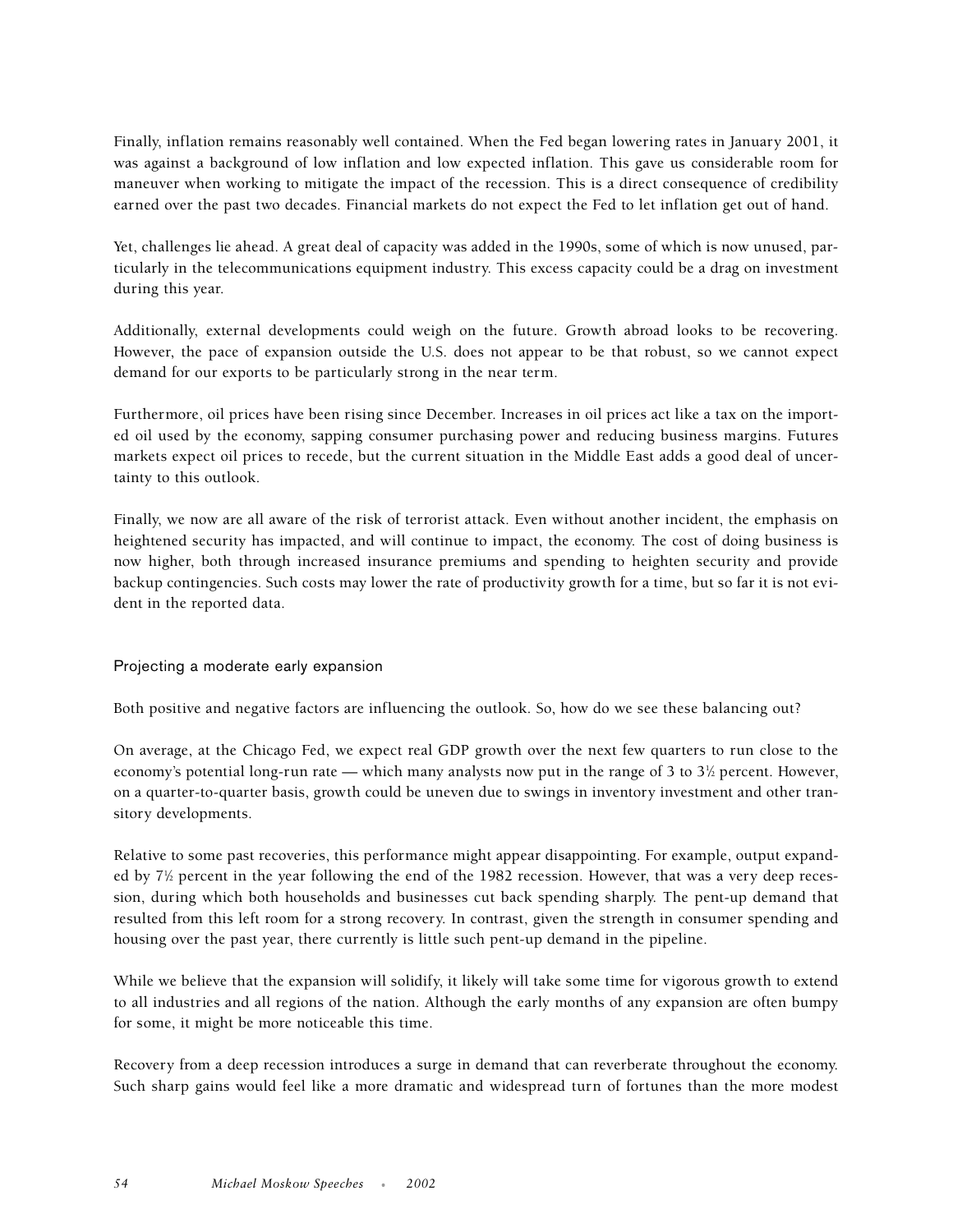Finally, inflation remains reasonably well contained. When the Fed began lowering rates in January 2001, it was against a background of low inflation and low expected inflation. This gave us considerable room for maneuver when working to mitigate the impact of the recession. This is a direct consequence of credibility earned over the past two decades. Financial markets do not expect the Fed to let inflation get out of hand.

Yet, challenges lie ahead. A great deal of capacity was added in the 1990s, some of which is now unused, particularly in the telecommunications equipment industry. This excess capacity could be a drag on investment during this year.

Additionally, external developments could weigh on the future. Growth abroad looks to be recovering. However, the pace of expansion outside the U.S. does not appear to be that robust, so we cannot expect demand for our exports to be particularly strong in the near term.

Furthermore, oil prices have been rising since December. Increases in oil prices act like a tax on the imported oil used by the economy, sapping consumer purchasing power and reducing business margins. Futures markets expect oil prices to recede, but the current situation in the Middle East adds a good deal of uncertainty to this outlook.

Finally, we now are all aware of the risk of terrorist attack. Even without another incident, the emphasis on heightened security has impacted, and will continue to impact, the economy. The cost of doing business is now higher, both through increased insurance premiums and spending to heighten security and provide backup contingencies. Such costs may lower the rate of productivity growth for a time, but so far it is not evident in the reported data.

## Projecting a moderate early expansion

Both positive and negative factors are influencing the outlook. So, how do we see these balancing out?

On average, at the Chicago Fed, we expect real GDP growth over the next few quarters to run close to the economy's potential long-run rate — which many analysts now put in the range of 3 to 3½ percent. However, on a quarter-to-quarter basis, growth could be uneven due to swings in inventory investment and other transitory developments.

Relative to some past recoveries, this performance might appear disappointing. For example, output expanded by 7½ percent in the year following the end of the 1982 recession. However, that was a very deep recession, during which both households and businesses cut back spending sharply. The pent-up demand that resulted from this left room for a strong recovery. In contrast, given the strength in consumer spending and housing over the past year, there currently is little such pent-up demand in the pipeline.

While we believe that the expansion will solidify, it likely will take some time for vigorous growth to extend to all industries and all regions of the nation. Although the early months of any expansion are often bumpy for some, it might be more noticeable this time.

Recovery from a deep recession introduces a surge in demand that can reverberate throughout the economy. Such sharp gains would feel like a more dramatic and widespread turn of fortunes than the more modest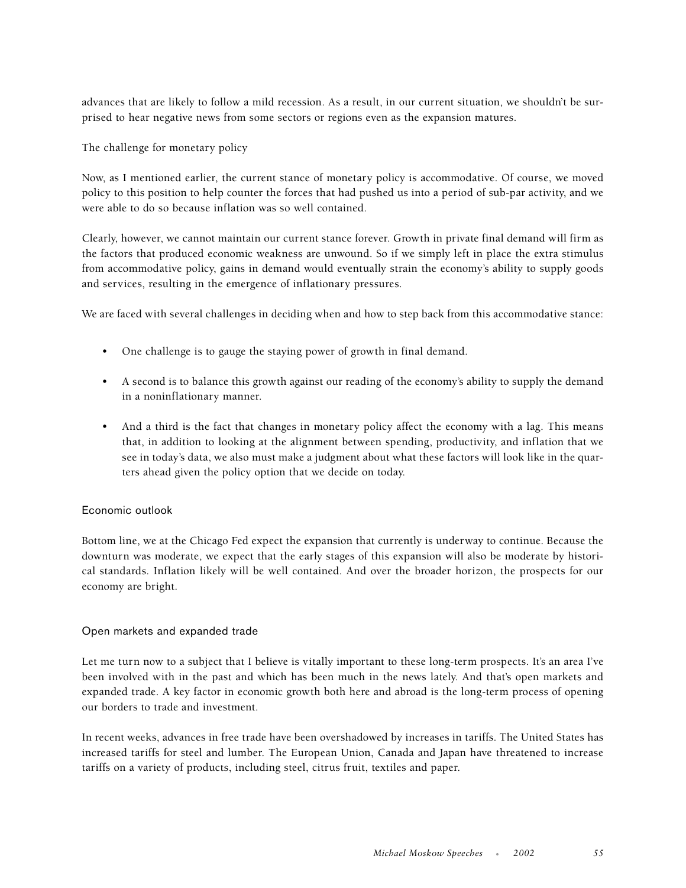advances that are likely to follow a mild recession. As a result, in our current situation, we shouldn't be surprised to hear negative news from some sectors or regions even as the expansion matures.

The challenge for monetary policy

Now, as I mentioned earlier, the current stance of monetary policy is accommodative. Of course, we moved policy to this position to help counter the forces that had pushed us into a period of sub-par activity, and we were able to do so because inflation was so well contained.

Clearly, however, we cannot maintain our current stance forever. Growth in private final demand will firm as the factors that produced economic weakness are unwound. So if we simply left in place the extra stimulus from accommodative policy, gains in demand would eventually strain the economy's ability to supply goods and services, resulting in the emergence of inflationary pressures.

We are faced with several challenges in deciding when and how to step back from this accommodative stance:

- One challenge is to gauge the staying power of growth in final demand.
- A second is to balance this growth against our reading of the economy's ability to supply the demand in a noninflationary manner.
- And a third is the fact that changes in monetary policy affect the economy with a lag. This means that, in addition to looking at the alignment between spending, productivity, and inflation that we see in today's data, we also must make a judgment about what these factors will look like in the quarters ahead given the policy option that we decide on today.

## Economic outlook

Bottom line, we at the Chicago Fed expect the expansion that currently is underway to continue. Because the downturn was moderate, we expect that the early stages of this expansion will also be moderate by historical standards. Inflation likely will be well contained. And over the broader horizon, the prospects for our economy are bright.

## Open markets and expanded trade

Let me turn now to a subject that I believe is vitally important to these long-term prospects. It's an area I've been involved with in the past and which has been much in the news lately. And that's open markets and expanded trade. A key factor in economic growth both here and abroad is the long-term process of opening our borders to trade and investment.

In recent weeks, advances in free trade have been overshadowed by increases in tariffs. The United States has increased tariffs for steel and lumber. The European Union, Canada and Japan have threatened to increase tariffs on a variety of products, including steel, citrus fruit, textiles and paper.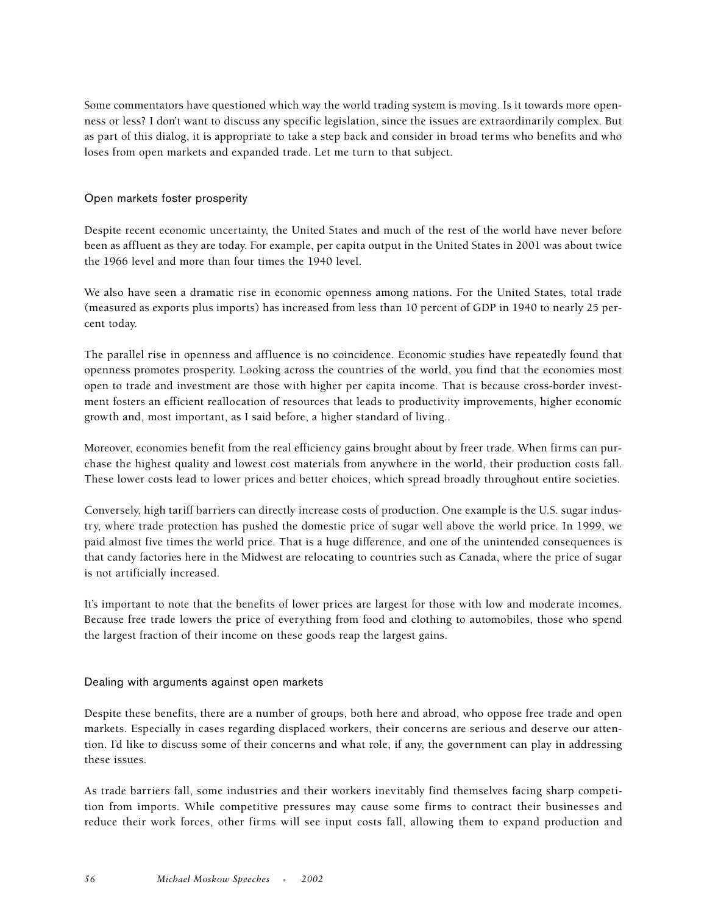Some commentators have questioned which way the world trading system is moving. Is it towards more openness or less? I don't want to discuss any specific legislation, since the issues are extraordinarily complex. But as part of this dialog, it is appropriate to take a step back and consider in broad terms who benefits and who loses from open markets and expanded trade. Let me turn to that subject.

## Open markets foster prosperity

Despite recent economic uncertainty, the United States and much of the rest of the world have never before been as affluent as they are today. For example, per capita output in the United States in 2001 was about twice the 1966 level and more than four times the 1940 level.

We also have seen a dramatic rise in economic openness among nations. For the United States, total trade (measured as exports plus imports) has increased from less than 10 percent of GDP in 1940 to nearly 25 percent today.

The parallel rise in openness and affluence is no coincidence. Economic studies have repeatedly found that openness promotes prosperity. Looking across the countries of the world, you find that the economies most open to trade and investment are those with higher per capita income. That is because cross-border investment fosters an efficient reallocation of resources that leads to productivity improvements, higher economic growth and, most important, as I said before, a higher standard of living..

Moreover, economies benefit from the real efficiency gains brought about by freer trade. When firms can purchase the highest quality and lowest cost materials from anywhere in the world, their production costs fall. These lower costs lead to lower prices and better choices, which spread broadly throughout entire societies.

Conversely, high tariff barriers can directly increase costs of production. One example is the U.S. sugar industry, where trade protection has pushed the domestic price of sugar well above the world price. In 1999, we paid almost five times the world price. That is a huge difference, and one of the unintended consequences is that candy factories here in the Midwest are relocating to countries such as Canada, where the price of sugar is not artificially increased.

It's important to note that the benefits of lower prices are largest for those with low and moderate incomes. Because free trade lowers the price of everything from food and clothing to automobiles, those who spend the largest fraction of their income on these goods reap the largest gains.

## Dealing with arguments against open markets

Despite these benefits, there are a number of groups, both here and abroad, who oppose free trade and open markets. Especially in cases regarding displaced workers, their concerns are serious and deserve our attention. I'd like to discuss some of their concerns and what role, if any, the government can play in addressing these issues.

As trade barriers fall, some industries and their workers inevitably find themselves facing sharp competition from imports. While competitive pressures may cause some firms to contract their businesses and reduce their work forces, other firms will see input costs fall, allowing them to expand production and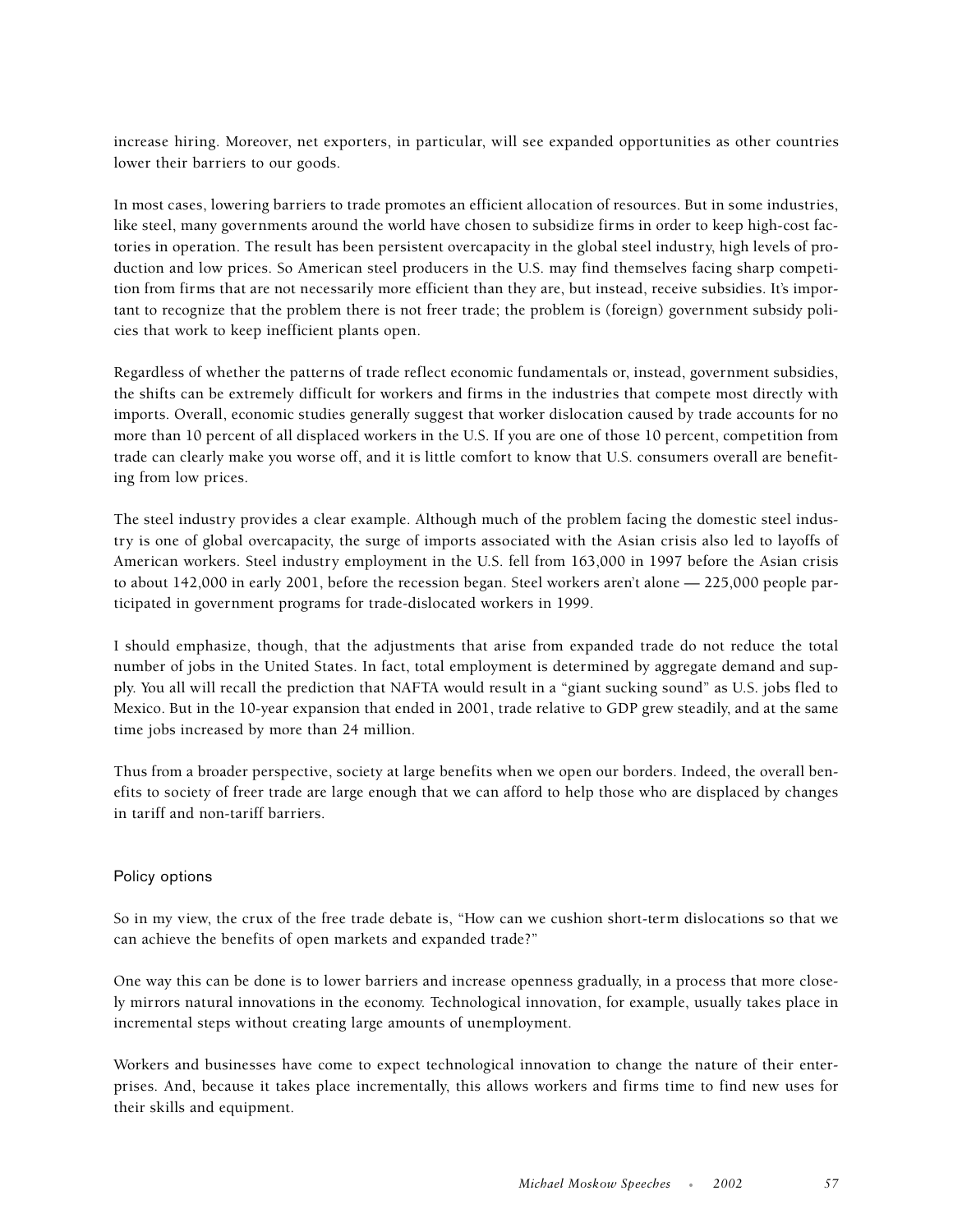increase hiring. Moreover, net exporters, in particular, will see expanded opportunities as other countries lower their barriers to our goods.

In most cases, lowering barriers to trade promotes an efficient allocation of resources. But in some industries, like steel, many governments around the world have chosen to subsidize firms in order to keep high-cost factories in operation. The result has been persistent overcapacity in the global steel industry, high levels of production and low prices. So American steel producers in the U.S. may find themselves facing sharp competition from firms that are not necessarily more efficient than they are, but instead, receive subsidies. It's important to recognize that the problem there is not freer trade; the problem is (foreign) government subsidy policies that work to keep inefficient plants open.

Regardless of whether the patterns of trade reflect economic fundamentals or, instead, government subsidies, the shifts can be extremely difficult for workers and firms in the industries that compete most directly with imports. Overall, economic studies generally suggest that worker dislocation caused by trade accounts for no more than 10 percent of all displaced workers in the U.S. If you are one of those 10 percent, competition from trade can clearly make you worse off, and it is little comfort to know that U.S. consumers overall are benefiting from low prices.

The steel industry provides a clear example. Although much of the problem facing the domestic steel industry is one of global overcapacity, the surge of imports associated with the Asian crisis also led to layoffs of American workers. Steel industry employment in the U.S. fell from 163,000 in 1997 before the Asian crisis to about 142,000 in early 2001, before the recession began. Steel workers aren't alone — 225,000 people participated in government programs for trade-dislocated workers in 1999.

I should emphasize, though, that the adjustments that arise from expanded trade do not reduce the total number of jobs in the United States. In fact, total employment is determined by aggregate demand and supply. You all will recall the prediction that NAFTA would result in a "giant sucking sound" as U.S. jobs fled to Mexico. But in the 10-year expansion that ended in 2001, trade relative to GDP grew steadily, and at the same time jobs increased by more than 24 million.

Thus from a broader perspective, society at large benefits when we open our borders. Indeed, the overall benefits to society of freer trade are large enough that we can afford to help those who are displaced by changes in tariff and non-tariff barriers.

## Policy options

So in my view, the crux of the free trade debate is, "How can we cushion short-term dislocations so that we can achieve the benefits of open markets and expanded trade?"

One way this can be done is to lower barriers and increase openness gradually, in a process that more closely mirrors natural innovations in the economy. Technological innovation, for example, usually takes place in incremental steps without creating large amounts of unemployment.

Workers and businesses have come to expect technological innovation to change the nature of their enterprises. And, because it takes place incrementally, this allows workers and firms time to find new uses for their skills and equipment.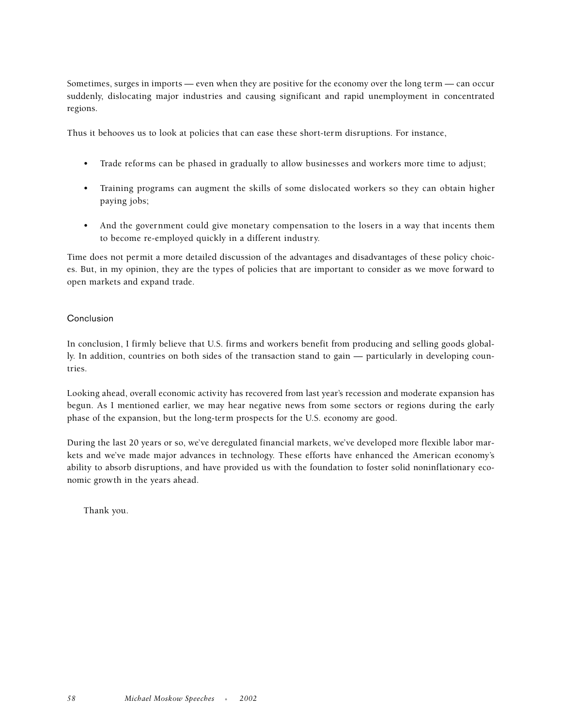Sometimes, surges in imports — even when they are positive for the economy over the long term — can occur suddenly, dislocating major industries and causing significant and rapid unemployment in concentrated regions.

Thus it behooves us to look at policies that can ease these short-term disruptions. For instance,

- Trade reforms can be phased in gradually to allow businesses and workers more time to adjust;
- Training programs can augment the skills of some dislocated workers so they can obtain higher paying jobs;
- And the government could give monetary compensation to the losers in a way that incents them to become re-employed quickly in a different industry.

Time does not permit a more detailed discussion of the advantages and disadvantages of these policy choices. But, in my opinion, they are the types of policies that are important to consider as we move forward to open markets and expand trade.

## Conclusion

In conclusion, I firmly believe that U.S. firms and workers benefit from producing and selling goods globally. In addition, countries on both sides of the transaction stand to gain — particularly in developing countries.

Looking ahead, overall economic activity has recovered from last year's recession and moderate expansion has begun. As I mentioned earlier, we may hear negative news from some sectors or regions during the early phase of the expansion, but the long-term prospects for the U.S. economy are good.

During the last 20 years or so, we've deregulated financial markets, we've developed more flexible labor markets and we've made major advances in technology. These efforts have enhanced the American economy's ability to absorb disruptions, and have provided us with the foundation to foster solid noninflationary economic growth in the years ahead.

Thank you.